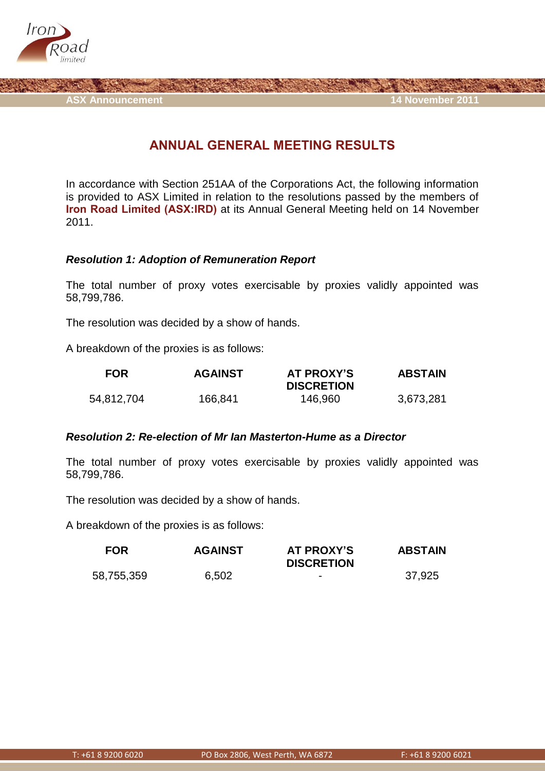ASX Announcement 14 November 2011

# ANNUAL GENERAL MEETING RESULTS

In accordance with Section 251AA of the Corporations Act, the following information is provided to ASX Limited in relation to the resolutions passed by the members of **Iron Road Limited (ASX:IRD)** at its Annual General Meeting held on 14 November 2011.

### *Resolution 1: Adoption of Remuneration Report*

The total number of proxy votes exercisable by proxies validly appointed was 58,799,786.

The resolution was decided by a show of hands.

A breakdown of the proxies is as follows:

| FOR | AGAINST | AT PROXY'S DISCRETION | ABSTAIN |
|---|---|---|---|
| 54,812,704 | 166,841 | 146,960 | 3,673,281 |

### *Resolution 2: Re-election of Mr Ian Masterton-Hume as a Director*

The total number of proxy votes exercisable by proxies validly appointed was 58,799,786.

The resolution was decided by a show of hands.

A breakdown of the proxies is as follows:

| FOR | AGAINST | AT PROXY'S DISCRETION | ABSTAIN |
|---|---|---|---|
| 58,755,359 | 6,502 | - | 37,925 |

T: +61 8 9200 6020 PO Box 2806, West Perth, WA 6872 F: +61 8 9200 6021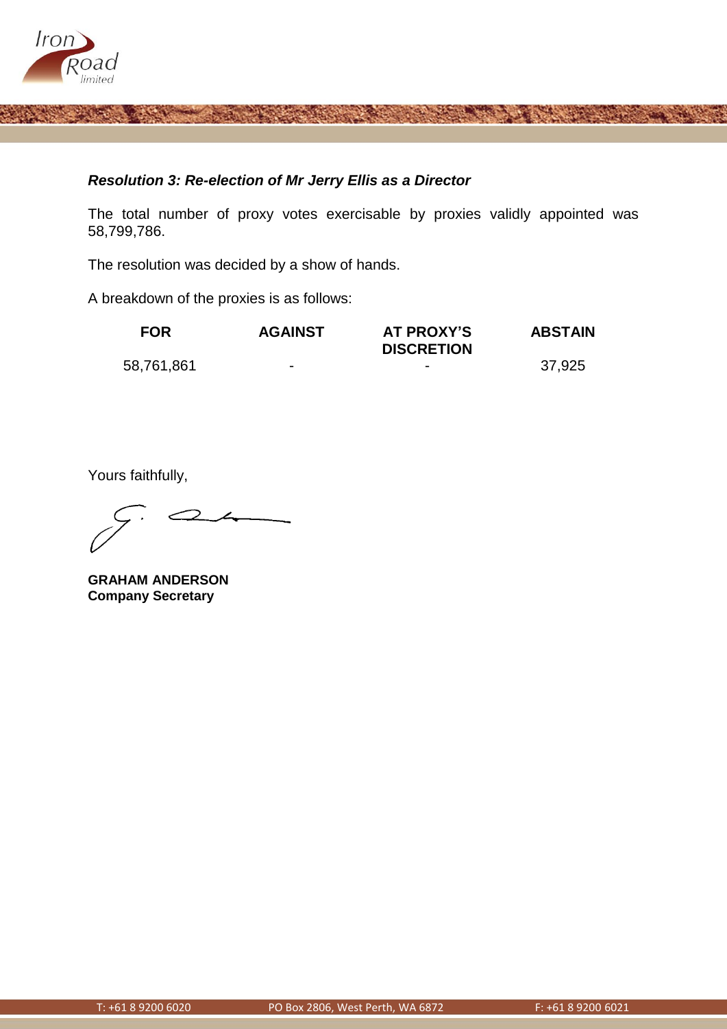***Resolution 3: Re-election of Mr Jerry Ellis as a Director***

The total number of proxy votes exercisable by proxies validly appointed was 58,799,786.

The resolution was decided by a show of hands.

A breakdown of the proxies is as follows:

| FOR | AGAINST | AT PROXY'S DISCRETION | ABSTAIN |
|---|---|---|---|
| 58,761,861 | - | - | 37,925 |

Yours faithfully,

**GRAHAM ANDERSON**
**Company Secretary**